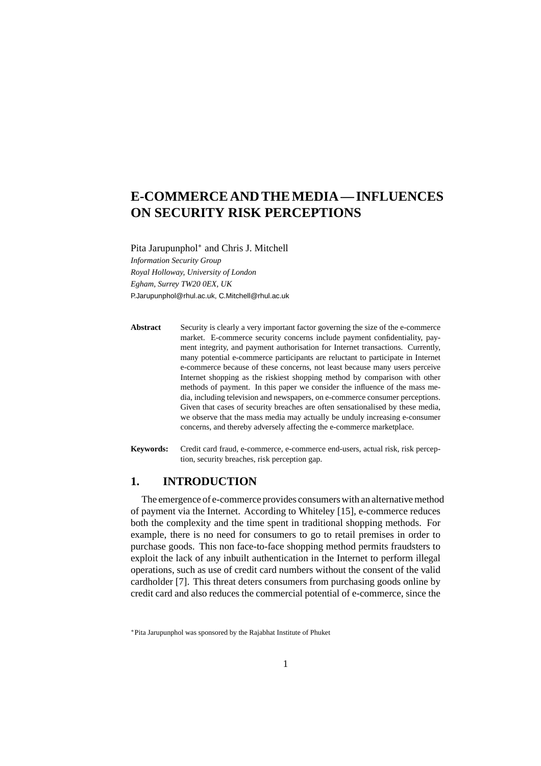# E-COMMERCE AND THE MEDIA — INFLUENCES ON SECURITY RISK PERCEPTIONS

Pita Jarupunphol* and Chris J. Mitchell

*Information Security Group*
*Royal Holloway, University of London*
*Egham, Surrey TW20 0EX, UK*
P.Jarupunphol@rhul.ac.uk, C.Mitchell@rhul.ac.uk

**Abstract** Security is clearly a very important factor governing the size of the e-commerce market. E-commerce security concerns include payment confidentiality, payment integrity, and payment authorisation for Internet transactions. Currently, many potential e-commerce participants are reluctant to participate in Internet e-commerce because of these concerns, not least because many users perceive Internet shopping as the riskiest shopping method by comparison with other methods of payment. In this paper we consider the influence of the mass media, including television and newspapers, on e-commerce consumer perceptions. Given that cases of security breaches are often sensationalised by these media, we observe that the mass media may actually be unduly increasing e-consumer concerns, and thereby adversely affecting the e-commerce marketplace.

**Keywords:** Credit card fraud, e-commerce, e-commerce end-users, actual risk, risk perception, security breaches, risk perception gap.

## 1. INTRODUCTION

The emergence of e-commerce provides consumers with an alternative method of payment via the Internet. According to Whiteley [15], e-commerce reduces both the complexity and the time spent in traditional shopping methods. For example, there is no need for consumers to go to retail premises in order to purchase goods. This non face-to-face shopping method permits fraudsters to exploit the lack of any inbuilt authentication in the Internet to perform illegal operations, such as use of credit card numbers without the consent of the valid cardholder [7]. This threat deters consumers from purchasing goods online by credit card and also reduces the commercial potential of e-commerce, since the

*Pita Jarupunphol was sponsored by the Rajabhat Institute of Phuket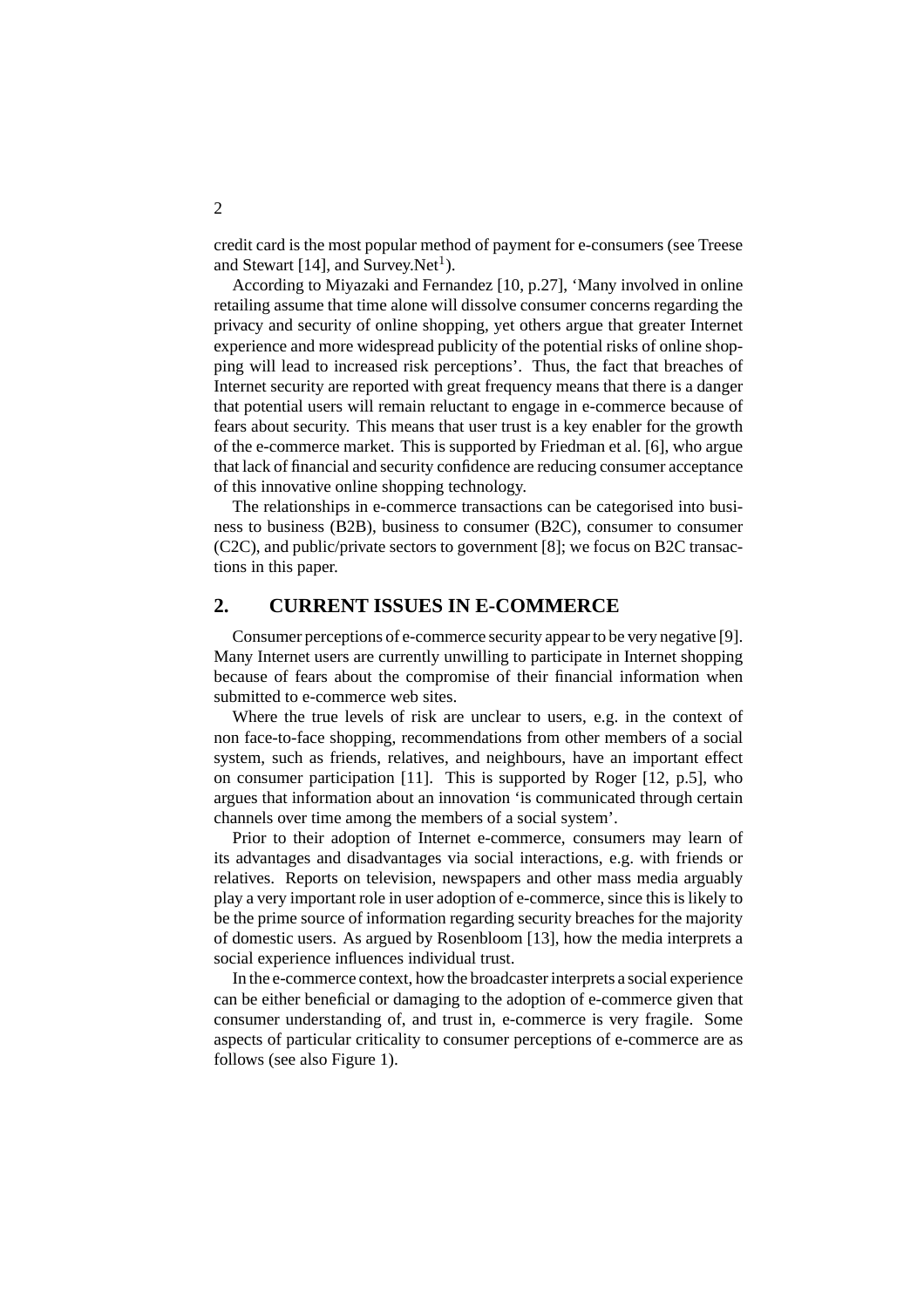credit card is the most popular method of payment for e-consumers (see Treese and Stewart [14], and Survey.Net[1]).

According to Miyazaki and Fernandez [10, p.27], 'Many involved in online retailing assume that time alone will dissolve consumer concerns regarding the privacy and security of online shopping, yet others argue that greater Internet experience and more widespread publicity of the potential risks of online shopping will lead to increased risk perceptions'. Thus, the fact that breaches of Internet security are reported with great frequency means that there is a danger that potential users will remain reluctant to engage in e-commerce because of fears about security. This means that user trust is a key enabler for the growth of the e-commerce market. This is supported by Friedman et al. [6], who argue that lack of financial and security confidence are reducing consumer acceptance of this innovative online shopping technology.

The relationships in e-commerce transactions can be categorised into business to business (B2B), business to consumer (B2C), consumer to consumer (C2C), and public/private sectors to government [8]; we focus on B2C transactions in this paper.

## 2. CURRENT ISSUES IN E-COMMERCE

Consumer perceptions of e-commerce security appear to be very negative [9]. Many Internet users are currently unwilling to participate in Internet shopping because of fears about the compromise of their financial information when submitted to e-commerce web sites.

Where the true levels of risk are unclear to users, e.g. in the context of non face-to-face shopping, recommendations from other members of a social system, such as friends, relatives, and neighbours, have an important effect on consumer participation [11]. This is supported by Roger [12, p.5], who argues that information about an innovation 'is communicated through certain channels over time among the members of a social system'.

Prior to their adoption of Internet e-commerce, consumers may learn of its advantages and disadvantages via social interactions, e.g. with friends or relatives. Reports on television, newspapers and other mass media arguably play a very important role in user adoption of e-commerce, since this is likely to be the prime source of information regarding security breaches for the majority of domestic users. As argued by Rosenbloom [13], how the media interprets a social experience influences individual trust.

In the e-commerce context, how the broadcaster interprets a social experience can be either beneficial or damaging to the adoption of e-commerce given that consumer understanding of, and trust in, e-commerce is very fragile. Some aspects of particular criticality to consumer perceptions of e-commerce are as follows (see also Figure 1).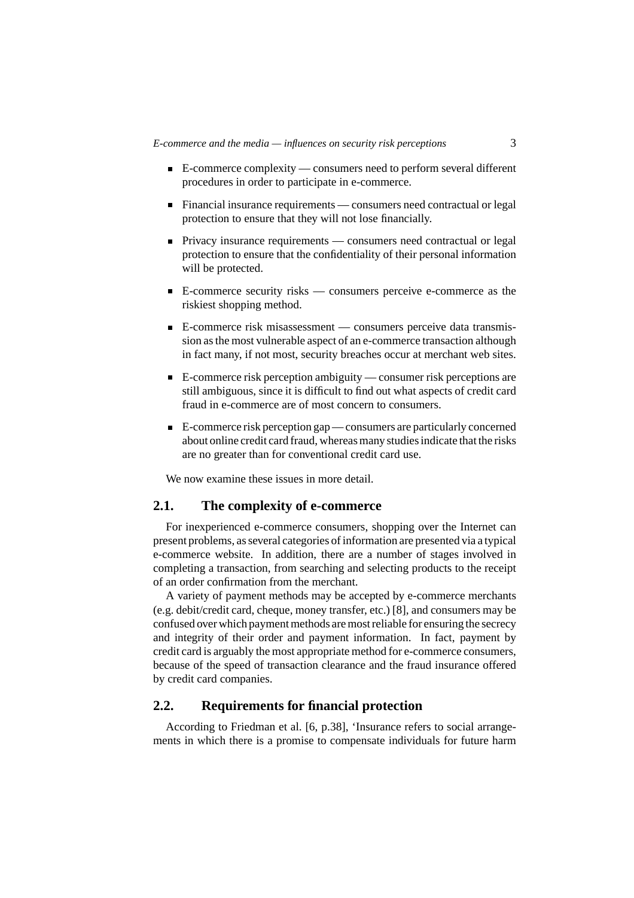- E-commerce complexity — consumers need to perform several different procedures in order to participate in e-commerce.
- Financial insurance requirements — consumers need contractual or legal protection to ensure that they will not lose financially.
- Privacy insurance requirements — consumers need contractual or legal protection to ensure that the confidentiality of their personal information will be protected.
- E-commerce security risks — consumers perceive e-commerce as the riskiest shopping method.
- E-commerce risk misassessment — consumers perceive data transmission as the most vulnerable aspect of an e-commerce transaction although in fact many, if not most, security breaches occur at merchant web sites.
- E-commerce risk perception ambiguity — consumer risk perceptions are still ambiguous, since it is difficult to find out what aspects of credit card fraud in e-commerce are of most concern to consumers.
- E-commerce risk perception gap — consumers are particularly concerned about online credit card fraud, whereas many studies indicate that the risks are no greater than for conventional credit card use.

We now examine these issues in more detail.

## 2.1. The complexity of e-commerce

For inexperienced e-commerce consumers, shopping over the Internet can present problems, as several categories of information are presented via a typical e-commerce website. In addition, there are a number of stages involved in completing a transaction, from searching and selecting products to the receipt of an order confirmation from the merchant.

A variety of payment methods may be accepted by e-commerce merchants (e.g. debit/credit card, cheque, money transfer, etc.) [8], and consumers may be confused over which payment methods are most reliable for ensuring the secrecy and integrity of their order and payment information. In fact, payment by credit card is arguably the most appropriate method for e-commerce consumers, because of the speed of transaction clearance and the fraud insurance offered by credit card companies.

## 2.2. Requirements for financial protection

According to Friedman et al. [6, p.38], 'Insurance refers to social arrangements in which there is a promise to compensate individuals for future harm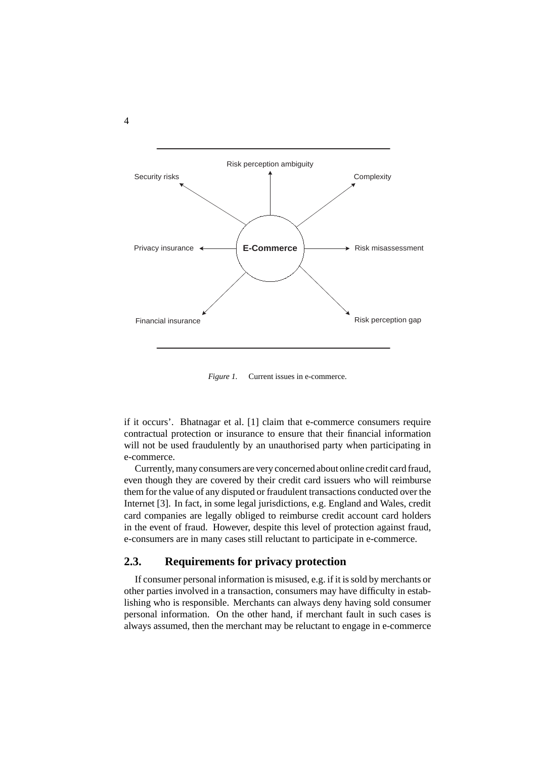*Figure 1.* Current issues in e-commerce.

if it occurs'. Bhatnagar et al. [1] claim that e-commerce consumers require contractual protection or insurance to ensure that their financial information will not be used fraudulently by an unauthorised party when participating in e-commerce.

Currently, many consumers are very concerned about online credit card fraud, even though they are covered by their credit card issuers who will reimburse them for the value of any disputed or fraudulent transactions conducted over the Internet [3]. In fact, in some legal jurisdictions, e.g. England and Wales, credit card companies are legally obliged to reimburse credit account card holders in the event of fraud. However, despite this level of protection against fraud, e-consumers are in many cases still reluctant to participate in e-commerce.

## 2.3. Requirements for privacy protection

If consumer personal information is misused, e.g. if it is sold by merchants or other parties involved in a transaction, consumers may have difficulty in establishing who is responsible. Merchants can always deny having sold consumer personal information. On the other hand, if merchant fault in such cases is always assumed, then the merchant may be reluctant to engage in e-commerce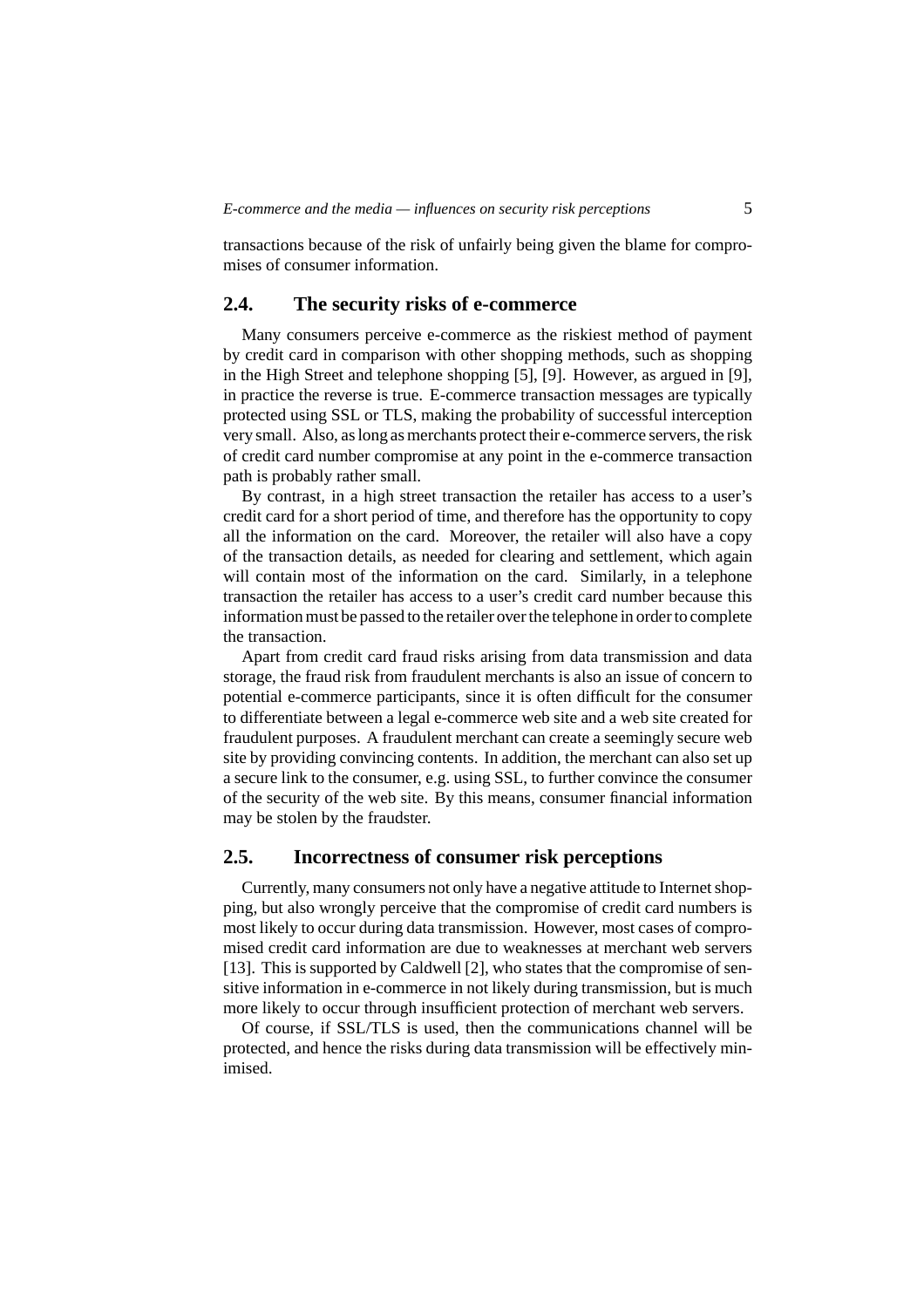transactions because of the risk of unfairly being given the blame for compromises of consumer information.

## 2.4. The security risks of e-commerce

Many consumers perceive e-commerce as the riskiest method of payment by credit card in comparison with other shopping methods, such as shopping in the High Street and telephone shopping [5], [9]. However, as argued in [9], in practice the reverse is true. E-commerce transaction messages are typically protected using SSL or TLS, making the probability of successful interception very small. Also, as long as merchants protect their e-commerce servers, the risk of credit card number compromise at any point in the e-commerce transaction path is probably rather small.

By contrast, in a high street transaction the retailer has access to a user's credit card for a short period of time, and therefore has the opportunity to copy all the information on the card. Moreover, the retailer will also have a copy of the transaction details, as needed for clearing and settlement, which again will contain most of the information on the card. Similarly, in a telephone transaction the retailer has access to a user's credit card number because this information must be passed to the retailer over the telephone in order to complete the transaction.

Apart from credit card fraud risks arising from data transmission and data storage, the fraud risk from fraudulent merchants is also an issue of concern to potential e-commerce participants, since it is often difficult for the consumer to differentiate between a legal e-commerce web site and a web site created for fraudulent purposes. A fraudulent merchant can create a seemingly secure web site by providing convincing contents. In addition, the merchant can also set up a secure link to the consumer, e.g. using SSL, to further convince the consumer of the security of the web site. By this means, consumer financial information may be stolen by the fraudster.

## 2.5. Incorrectness of consumer risk perceptions

Currently, many consumers not only have a negative attitude to Internet shopping, but also wrongly perceive that the compromise of credit card numbers is most likely to occur during data transmission. However, most cases of compromised credit card information are due to weaknesses at merchant web servers [13]. This is supported by Caldwell [2], who states that the compromise of sensitive information in e-commerce in not likely during transmission, but is much more likely to occur through insufficient protection of merchant web servers.

Of course, if SSL/TLS is used, then the communications channel will be protected, and hence the risks during data transmission will be effectively minimised.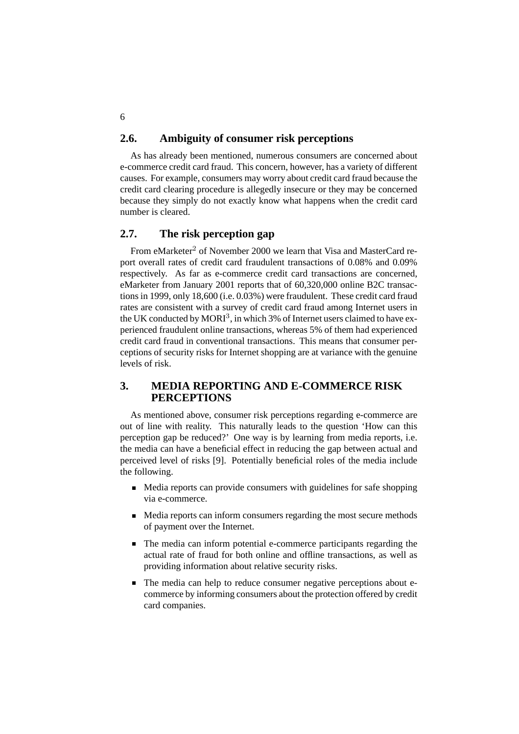## 2.6. Ambiguity of consumer risk perceptions

As has already been mentioned, numerous consumers are concerned about e-commerce credit card fraud. This concern, however, has a variety of different causes. For example, consumers may worry about credit card fraud because the credit card clearing procedure is allegedly insecure or they may be concerned because they simply do not exactly know what happens when the credit card number is cleared.

## 2.7. The risk perception gap

From eMarketer[2] of November 2000 we learn that Visa and MasterCard report overall rates of credit card fraudulent transactions of 0.08% and 0.09% respectively. As far as e-commerce credit card transactions are concerned, eMarketer from January 2001 reports that of 60,320,000 online B2C transactions in 1999, only 18,600 (i.e. 0.03%) were fraudulent. These credit card fraud rates are consistent with a survey of credit card fraud among Internet users in the UK conducted by MORI[3], in which 3% of Internet users claimed to have experienced fraudulent online transactions, whereas 5% of them had experienced credit card fraud in conventional transactions. This means that consumer perceptions of security risks for Internet shopping are at variance with the genuine levels of risk.

# 3. MEDIA REPORTING AND E-COMMERCE RISK PERCEPTIONS

As mentioned above, consumer risk perceptions regarding e-commerce are out of line with reality. This naturally leads to the question 'How can this perception gap be reduced?' One way is by learning from media reports, i.e. the media can have a beneficial effect in reducing the gap between actual and perceived level of risks [9]. Potentially beneficial roles of the media include the following.

- Media reports can provide consumers with guidelines for safe shopping via e-commerce.
- Media reports can inform consumers regarding the most secure methods of payment over the Internet.
- The media can inform potential e-commerce participants regarding the actual rate of fraud for both online and offline transactions, as well as providing information about relative security risks.
- The media can help to reduce consumer negative perceptions about e-commerce by informing consumers about the protection offered by credit card companies.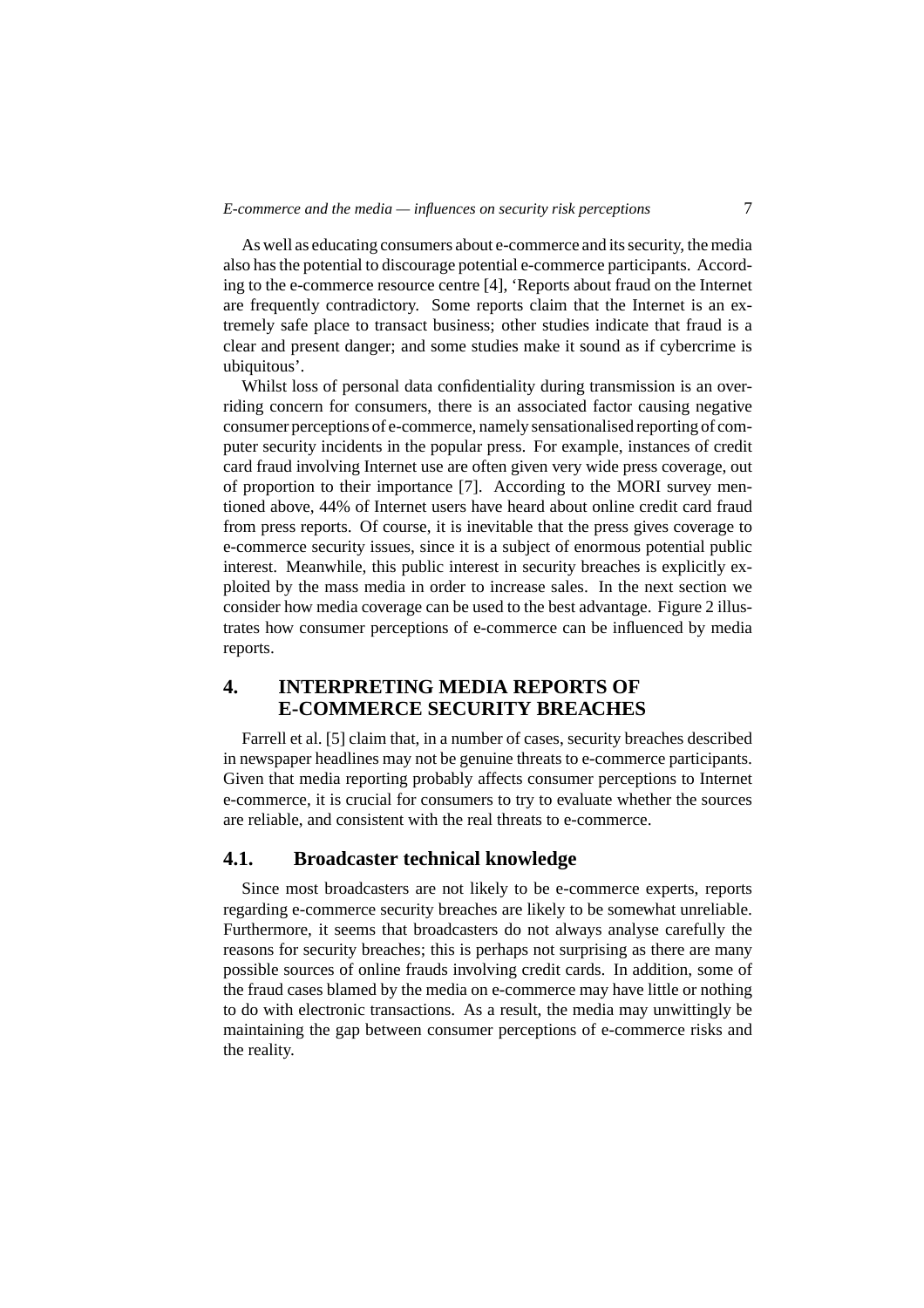As well as educating consumers about e-commerce and its security, the media also has the potential to discourage potential e-commerce participants. According to the e-commerce resource centre [4], 'Reports about fraud on the Internet are frequently contradictory. Some reports claim that the Internet is an extremely safe place to transact business; other studies indicate that fraud is a clear and present danger; and some studies make it sound as if cybercrime is ubiquitous'.

Whilst loss of personal data confidentiality during transmission is an overriding concern for consumers, there is an associated factor causing negative consumer perceptions of e-commerce, namely sensationalised reporting of computer security incidents in the popular press. For example, instances of credit card fraud involving Internet use are often given very wide press coverage, out of proportion to their importance [7]. According to the MORI survey mentioned above, 44% of Internet users have heard about online credit card fraud from press reports. Of course, it is inevitable that the press gives coverage to e-commerce security issues, since it is a subject of enormous potential public interest. Meanwhile, this public interest in security breaches is explicitly exploited by the mass media in order to increase sales. In the next section we consider how media coverage can be used to the best advantage. Figure 2 illustrates how consumer perceptions of e-commerce can be influenced by media reports.

## 4. INTERPRETING MEDIA REPORTS OF E-COMMERCE SECURITY BREACHES

Farrell et al. [5] claim that, in a number of cases, security breaches described in newspaper headlines may not be genuine threats to e-commerce participants. Given that media reporting probably affects consumer perceptions to Internet e-commerce, it is crucial for consumers to try to evaluate whether the sources are reliable, and consistent with the real threats to e-commerce.

### 4.1. Broadcaster technical knowledge

Since most broadcasters are not likely to be e-commerce experts, reports regarding e-commerce security breaches are likely to be somewhat unreliable. Furthermore, it seems that broadcasters do not always analyse carefully the reasons for security breaches; this is perhaps not surprising as there are many possible sources of online frauds involving credit cards. In addition, some of the fraud cases blamed by the media on e-commerce may have little or nothing to do with electronic transactions. As a result, the media may unwittingly be maintaining the gap between consumer perceptions of e-commerce risks and the reality.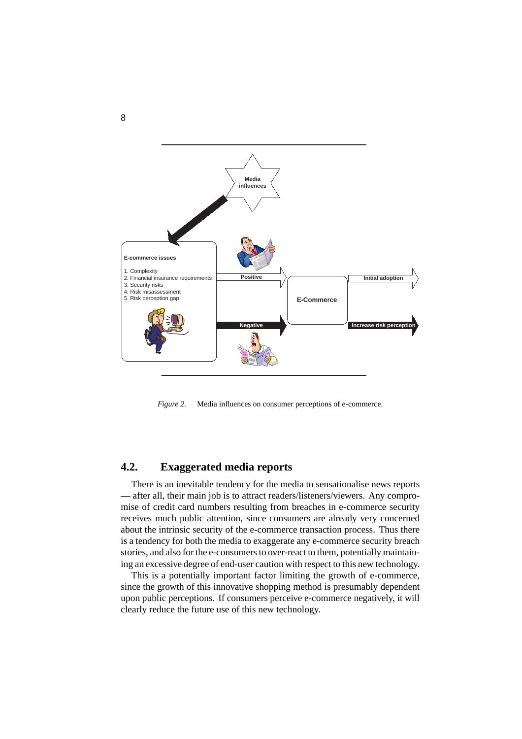Media influences

E-commerce issues

1. Complexity
2. Financial insurance requirements
3. Security risks
4. Risk misassessment
5. Risk perception gap

Positive

Negative

E-Commerce

Initial adoption

Increase risk perception

*Figure 2.* Media influences on consumer perceptions of e-commerce.

## 4.2. Exaggerated media reports

There is an inevitable tendency for the media to sensationalise news reports — after all, their main job is to attract readers/listeners/viewers. Any compromise of credit card numbers resulting from breaches in e-commerce security receives much public attention, since consumers are already very concerned about the intrinsic security of the e-commerce transaction process. Thus there is a tendency for both the media to exaggerate any e-commerce security breach stories, and also for the e-consumers to over-react to them, potentially maintaining an excessive degree of end-user caution with respect to this new technology.

This is a potentially important factor limiting the growth of e-commerce, since the growth of this innovative shopping method is presumably dependent upon public perceptions. If consumers perceive e-commerce negatively, it will clearly reduce the future use of this new technology.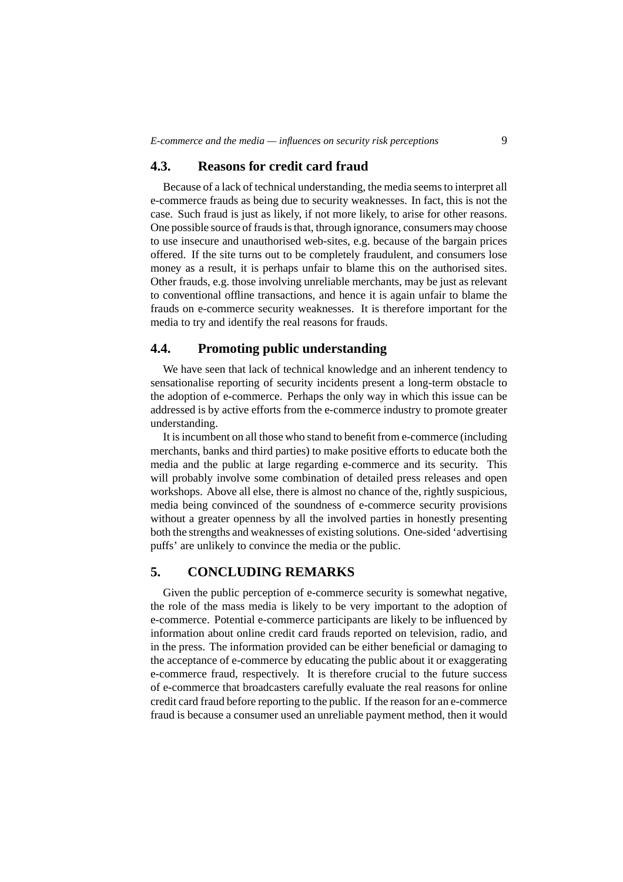## 4.3. Reasons for credit card fraud

Because of a lack of technical understanding, the media seems to interpret all e-commerce frauds as being due to security weaknesses. In fact, this is not the case. Such fraud is just as likely, if not more likely, to arise for other reasons. One possible source of frauds is that, through ignorance, consumers may choose to use insecure and unauthorised web-sites, e.g. because of the bargain prices offered. If the site turns out to be completely fraudulent, and consumers lose money as a result, it is perhaps unfair to blame this on the authorised sites. Other frauds, e.g. those involving unreliable merchants, may be just as relevant to conventional offline transactions, and hence it is again unfair to blame the frauds on e-commerce security weaknesses. It is therefore important for the media to try and identify the real reasons for frauds.

## 4.4. Promoting public understanding

We have seen that lack of technical knowledge and an inherent tendency to sensationalise reporting of security incidents present a long-term obstacle to the adoption of e-commerce. Perhaps the only way in which this issue can be addressed is by active efforts from the e-commerce industry to promote greater understanding.

It is incumbent on all those who stand to benefit from e-commerce (including merchants, banks and third parties) to make positive efforts to educate both the media and the public at large regarding e-commerce and its security. This will probably involve some combination of detailed press releases and open workshops. Above all else, there is almost no chance of the, rightly suspicious, media being convinced of the soundness of e-commerce security provisions without a greater openness by all the involved parties in honestly presenting both the strengths and weaknesses of existing solutions. One-sided 'advertising puffs' are unlikely to convince the media or the public.

# 5. CONCLUDING REMARKS

Given the public perception of e-commerce security is somewhat negative, the role of the mass media is likely to be very important to the adoption of e-commerce. Potential e-commerce participants are likely to be influenced by information about online credit card frauds reported on television, radio, and in the press. The information provided can be either beneficial or damaging to the acceptance of e-commerce by educating the public about it or exaggerating e-commerce fraud, respectively. It is therefore crucial to the future success of e-commerce that broadcasters carefully evaluate the real reasons for online credit card fraud before reporting to the public. If the reason for an e-commerce fraud is because a consumer used an unreliable payment method, then it would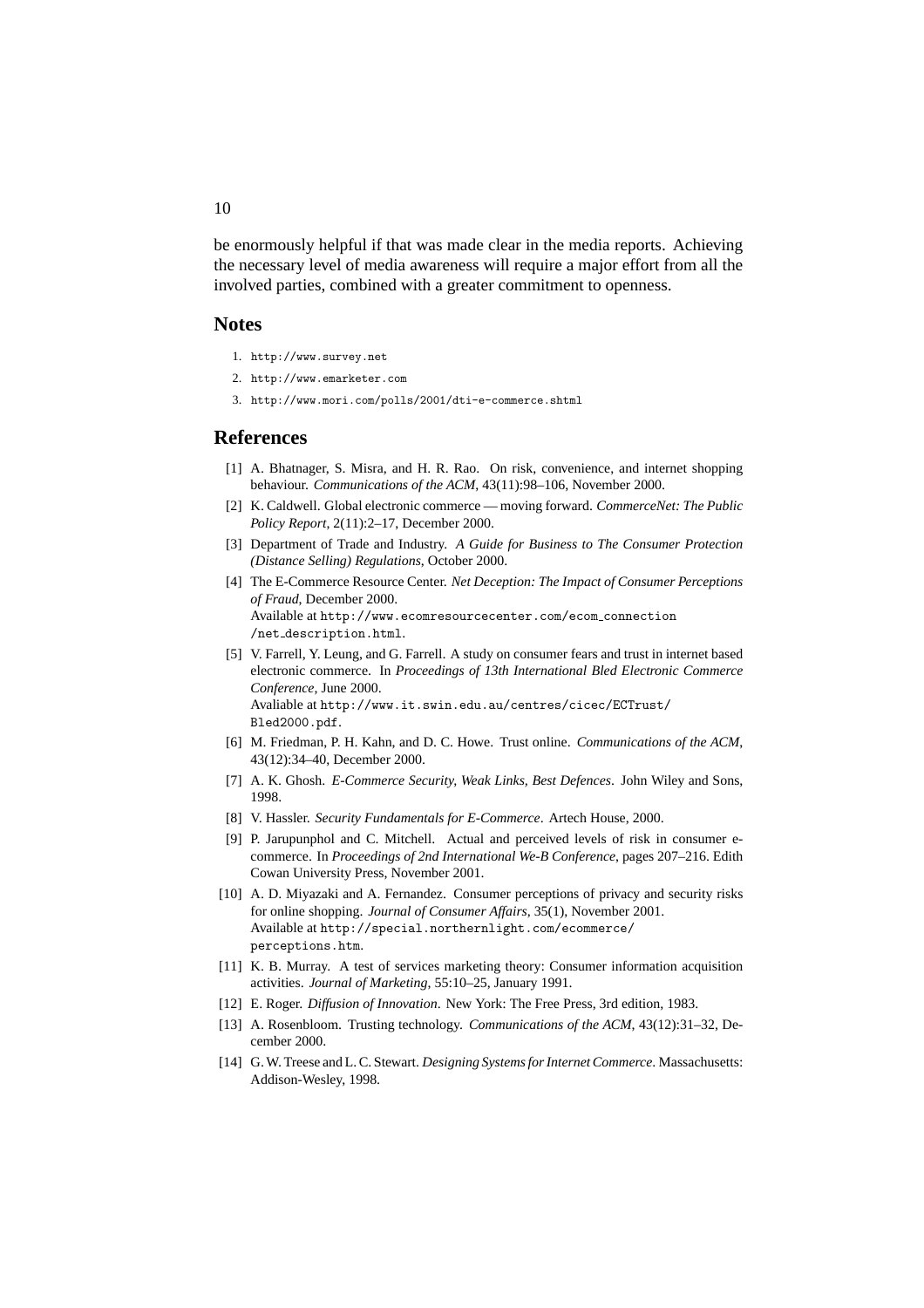be enormously helpful if that was made clear in the media reports. Achieving the necessary level of media awareness will require a major effort from all the involved parties, combined with a greater commitment to openness.

## Notes

1. http://www.survey.net
2. http://www.emarketer.com
3. http://www.mori.com/polls/2001/dti-e-commerce.shtml

## References

[1] A. Bhatnager, S. Misra, and H. R. Rao. On risk, convenience, and internet shopping behaviour. *Communications of the ACM*, 43(11):98–106, November 2000.

[2] K. Caldwell. Global electronic commerce — moving forward. *CommerceNet: The Public Policy Report*, 2(11):2–17, December 2000.

[3] Department of Trade and Industry. *A Guide for Business to The Consumer Protection (Distance Selling) Regulations*, October 2000.

[4] The E-Commerce Resource Center. *Net Deception: The Impact of Consumer Perceptions of Fraud*, December 2000. Available at http://www.ecomresourcecenter.com/ecom_connection/net_description.html.

[5] V. Farrell, Y. Leung, and G. Farrell. A study on consumer fears and trust in internet based electronic commerce. In *Proceedings of 13th International Bled Electronic Commerce Conference*, June 2000. Avaliable at http://www.it.swin.edu.au/centres/cicec/ECTrust/Bled2000.pdf.

[6] M. Friedman, P. H. Kahn, and D. C. Howe. Trust online. *Communications of the ACM*, 43(12):34–40, December 2000.

[7] A. K. Ghosh. *E-Commerce Security, Weak Links, Best Defences*. John Wiley and Sons, 1998.

[8] V. Hassler. *Security Fundamentals for E-Commerce*. Artech House, 2000.

[9] P. Jarupunphol and C. Mitchell. Actual and perceived levels of risk in consumer e-commerce. In *Proceedings of 2nd International We-B Conference*, pages 207–216. Edith Cowan University Press, November 2001.

[10] A. D. Miyazaki and A. Fernandez. Consumer perceptions of privacy and security risks for online shopping. *Journal of Consumer Affairs*, 35(1), November 2001. Available at http://special.northernlight.com/ecommerce/perceptions.htm.

[11] K. B. Murray. A test of services marketing theory: Consumer information acquisition activities. *Journal of Marketing*, 55:10–25, January 1991.

[12] E. Roger. *Diffusion of Innovation*. New York: The Free Press, 3rd edition, 1983.

[13] A. Rosenbloom. Trusting technology. *Communications of the ACM*, 43(12):31–32, December 2000.

[14] G. W. Treese and L. C. Stewart. *Designing Systems for Internet Commerce*. Massachusetts: Addison-Wesley, 1998.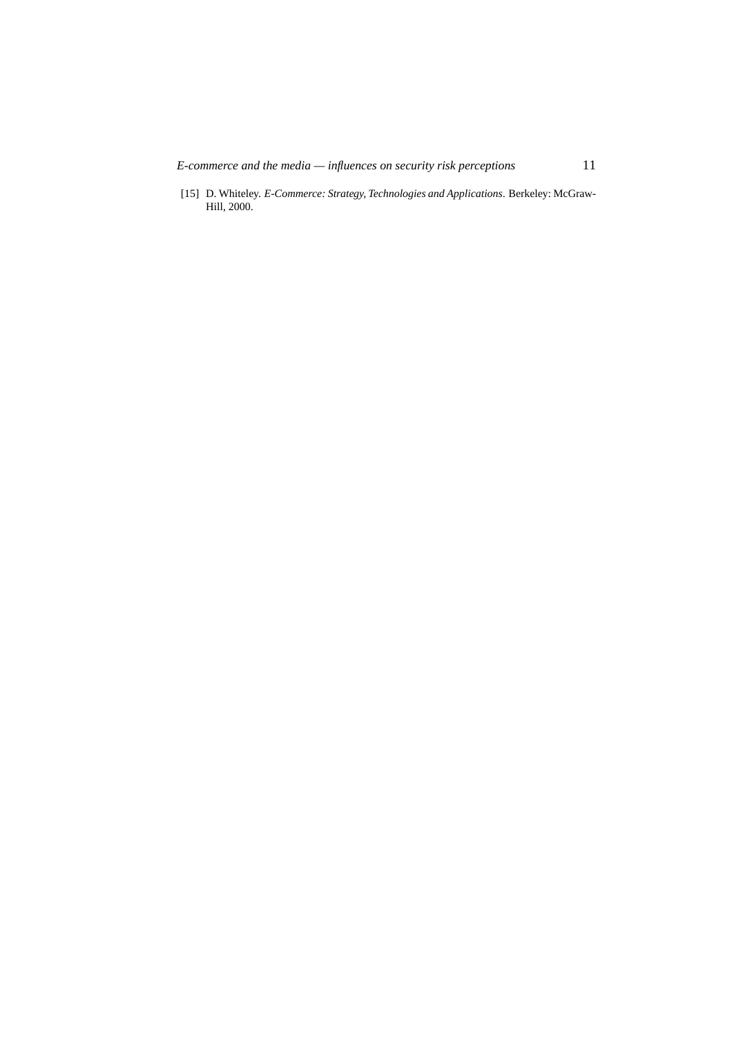[15] D. Whiteley. *E-Commerce: Strategy, Technologies and Applications*. Berkeley: McGraw-Hill, 2000.